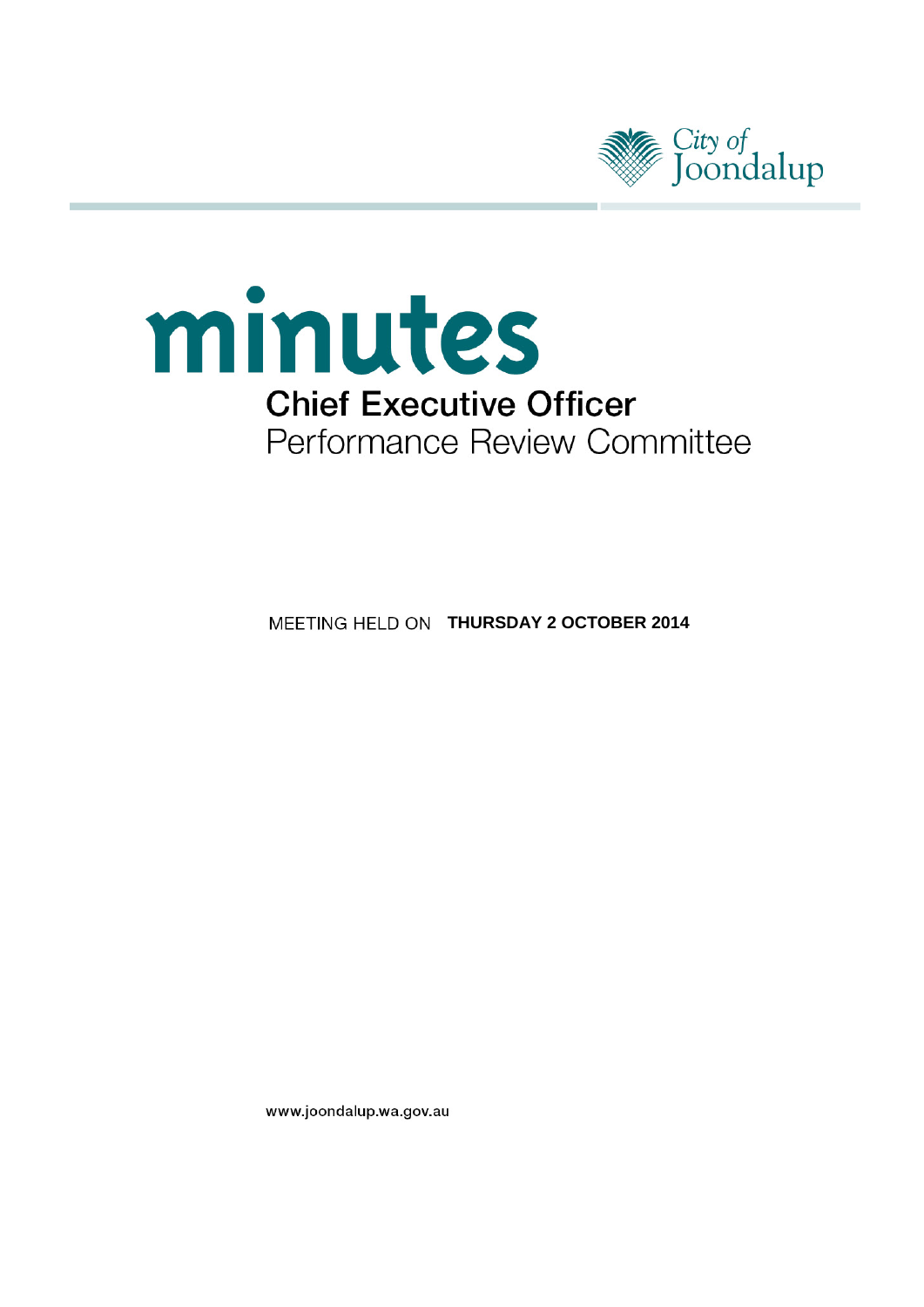City of Joondalup

# minutes

## Chief Executive Officer

Performance Review Committee

MEETING HELD ON **THURSDAY 2 OCTOBER 2014**

www.joondalup.wa.gov.au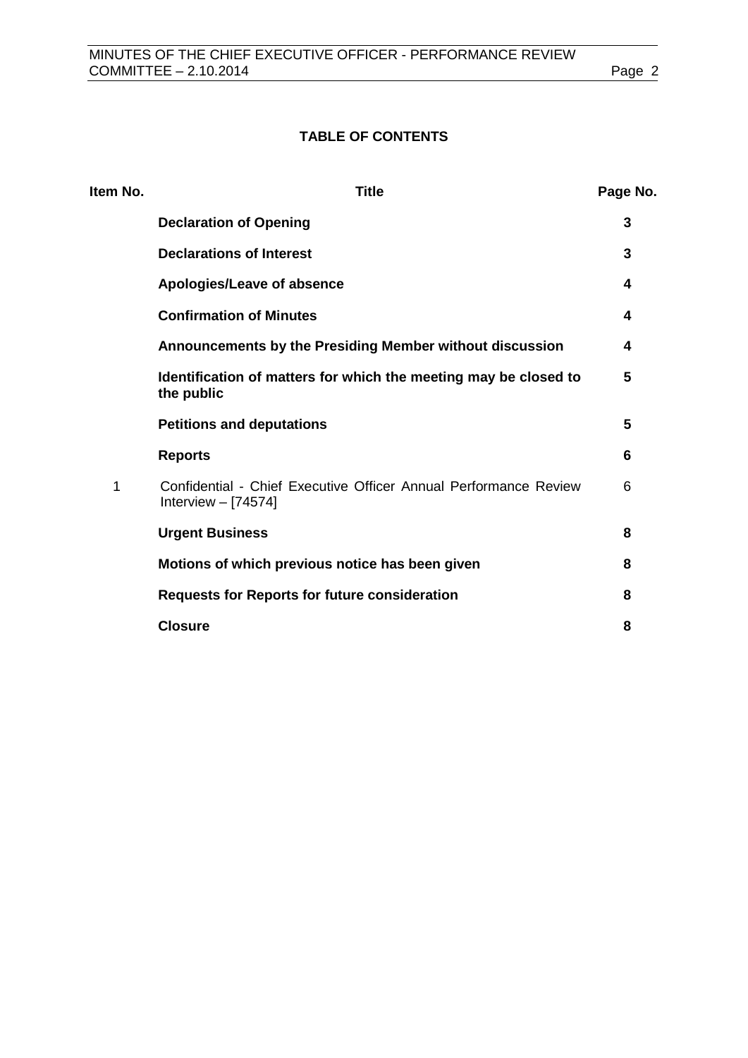# TABLE OF CONTENTS

| Item No. | Title | Page No. |
|---|---|---|
| | **Declaration of Opening** | **3** |
| | **Declarations of Interest** | **3** |
| | **Apologies/Leave of absence** | **4** |
| | **Confirmation of Minutes** | **4** |
| | **Announcements by the Presiding Member without discussion** | **4** |
| | **Identification of matters for which the meeting may be closed to the public** | **5** |
| | **Petitions and deputations** | **5** |
| | **Reports** | **6** |
| 1 | Confidential - Chief Executive Officer Annual Performance Review Interview – [74574] | 6 |
| | **Urgent Business** | **8** |
| | **Motions of which previous notice has been given** | **8** |
| | **Requests for Reports for future consideration** | **8** |
| | **Closure** | **8** |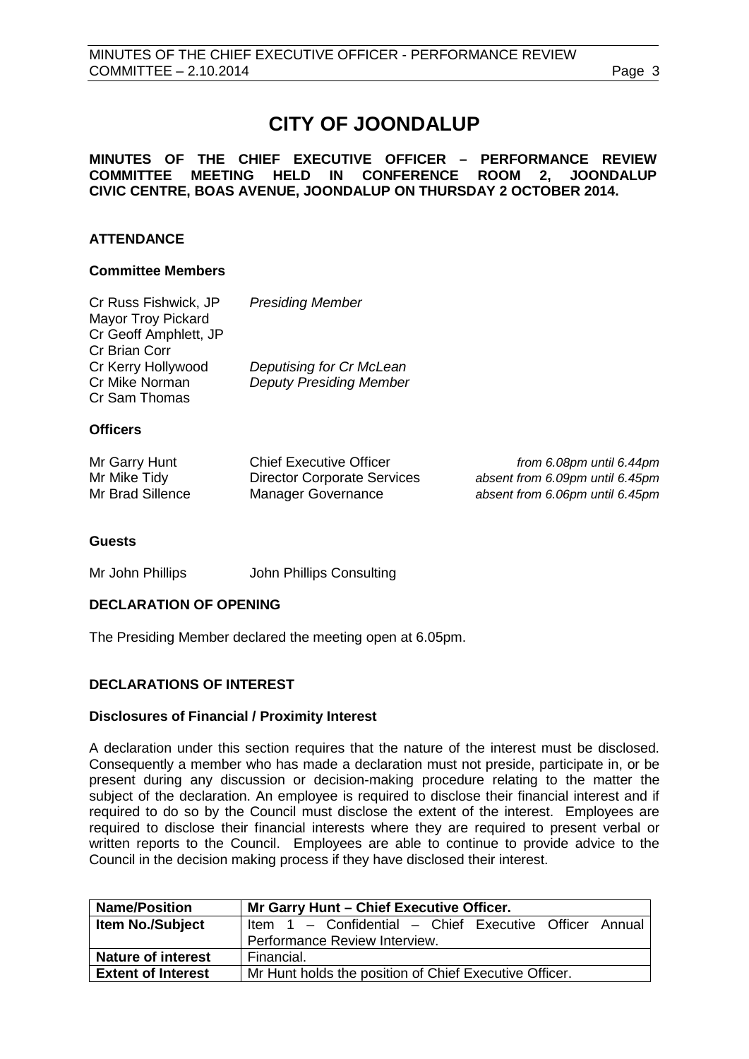# CITY OF JOONDALUP

**MINUTES OF THE CHIEF EXECUTIVE OFFICER – PERFORMANCE REVIEW COMMITTEE MEETING HELD IN CONFERENCE ROOM 2, JOONDALUP CIVIC CENTRE, BOAS AVENUE, JOONDALUP ON THURSDAY 2 OCTOBER 2014.**

## ATTENDANCE

### Committee Members

| | |
|---|---|
| Cr Russ Fishwick, JP | *Presiding Member* |
| Mayor Troy Pickard | |
| Cr Geoff Amphlett, JP | |
| Cr Brian Corr | |
| Cr Kerry Hollywood | *Deputising for Cr McLean* |
| Cr Mike Norman | *Deputy Presiding Member* |
| Cr Sam Thomas | |

### Officers

| | | |
|---|---|---|
| Mr Garry Hunt | Chief Executive Officer | *from 6.08pm until 6.44pm* |
| Mr Mike Tidy | Director Corporate Services | *absent from 6.09pm until 6.45pm* |
| Mr Brad Sillence | Manager Governance | *absent from 6.06pm until 6.45pm* |

### Guests

| | |
|---|---|
| Mr John Phillips | John Phillips Consulting |

## DECLARATION OF OPENING

The Presiding Member declared the meeting open at 6.05pm.

## DECLARATIONS OF INTEREST

### Disclosures of Financial / Proximity Interest

A declaration under this section requires that the nature of the interest must be disclosed. Consequently a member who has made a declaration must not preside, participate in, or be present during any discussion or decision-making procedure relating to the matter the subject of the declaration. An employee is required to disclose their financial interest and if required to do so by the Council must disclose the extent of the interest. Employees are required to disclose their financial interests where they are required to present verbal or written reports to the Council. Employees are able to continue to provide advice to the Council in the decision making process if they have disclosed their interest.

| **Name/Position** | **Mr Garry Hunt – Chief Executive Officer.** |
|---|---|
| **Item No./Subject** | Item 1 – Confidential – Chief Executive Officer Annual Performance Review Interview. |
| **Nature of interest** | Financial. |
| **Extent of Interest** | Mr Hunt holds the position of Chief Executive Officer. |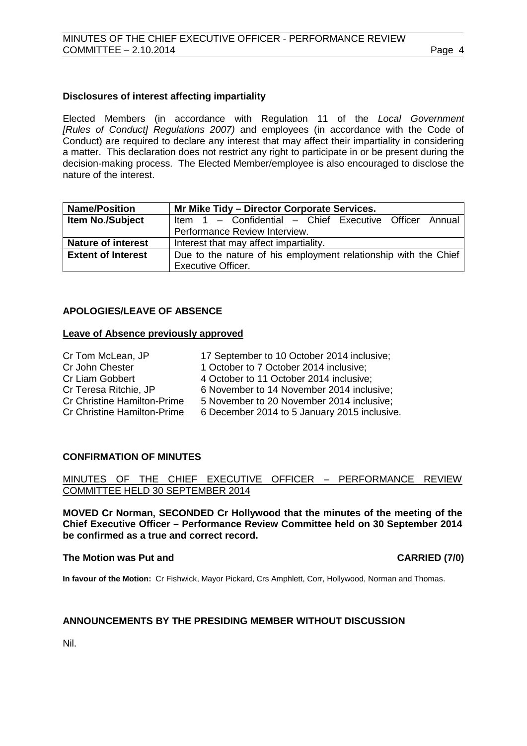### Disclosures of interest affecting impartiality

Elected Members (in accordance with Regulation 11 of the *Local Government [Rules of Conduct] Regulations 2007)* and employees (in accordance with the Code of Conduct) are required to declare any interest that may affect their impartiality in considering a matter. This declaration does not restrict any right to participate in or be present during the decision-making process. The Elected Member/employee is also encouraged to disclose the nature of the interest.

| **Name/Position** | **Mr Mike Tidy – Director Corporate Services.** |
|---|---|
| **Item No./Subject** | Item 1 – Confidential – Chief Executive Officer Annual Performance Review Interview. |
| **Nature of interest** | Interest that may affect impartiality. |
| **Extent of Interest** | Due to the nature of his employment relationship with the Chief Executive Officer. |

## APOLOGIES/LEAVE OF ABSENCE

### Leave of Absence previously approved

| | |
|---|---|
| Cr Tom McLean, JP | 17 September to 10 October 2014 inclusive; |
| Cr John Chester | 1 October to 7 October 2014 inclusive; |
| Cr Liam Gobbert | 4 October to 11 October 2014 inclusive; |
| Cr Teresa Ritchie, JP | 6 November to 14 November 2014 inclusive; |
| Cr Christine Hamilton-Prime | 5 November to 20 November 2014 inclusive; |
| Cr Christine Hamilton-Prime | 6 December 2014 to 5 January 2015 inclusive. |

## CONFIRMATION OF MINUTES

MINUTES OF THE CHIEF EXECUTIVE OFFICER – PERFORMANCE REVIEW COMMITTEE HELD 30 SEPTEMBER 2014

**MOVED Cr Norman, SECONDED Cr Hollywood that the minutes of the meeting of the Chief Executive Officer – Performance Review Committee held on 30 September 2014 be confirmed as a true and correct record.**

**The Motion was Put and CARRIED (7/0)**

**In favour of the Motion:** Cr Fishwick, Mayor Pickard, Crs Amphlett, Corr, Hollywood, Norman and Thomas.

## ANNOUNCEMENTS BY THE PRESIDING MEMBER WITHOUT DISCUSSION

Nil.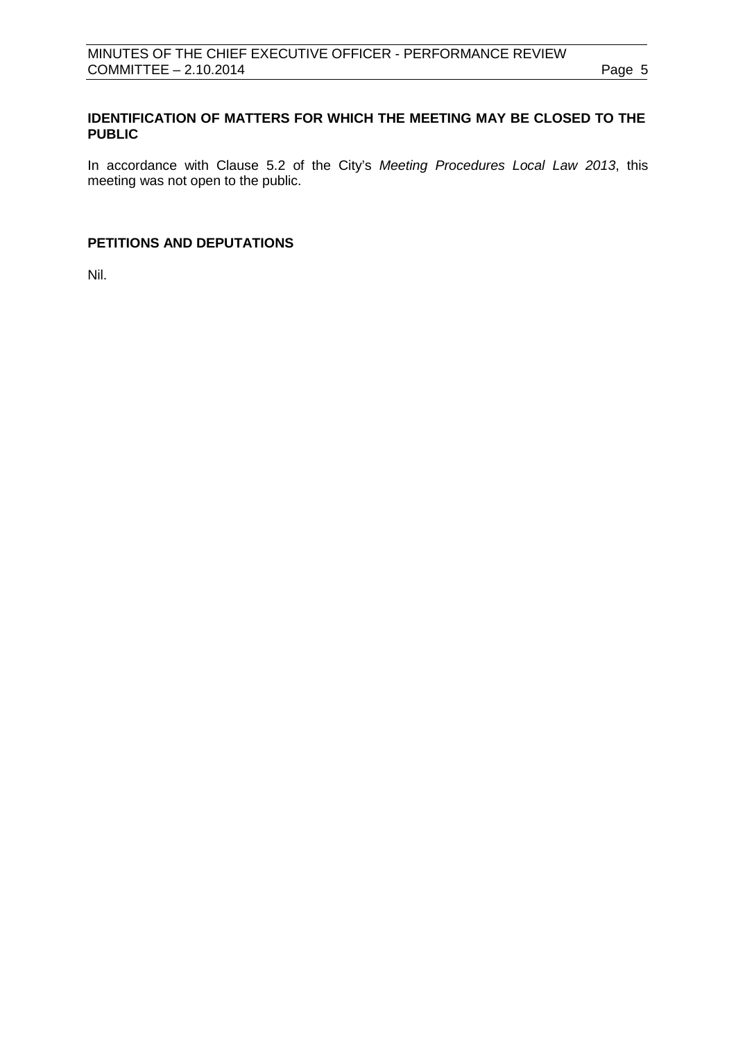## IDENTIFICATION OF MATTERS FOR WHICH THE MEETING MAY BE CLOSED TO THE PUBLIC

In accordance with Clause 5.2 of the City's *Meeting Procedures Local Law 2013*, this meeting was not open to the public.

## PETITIONS AND DEPUTATIONS

Nil.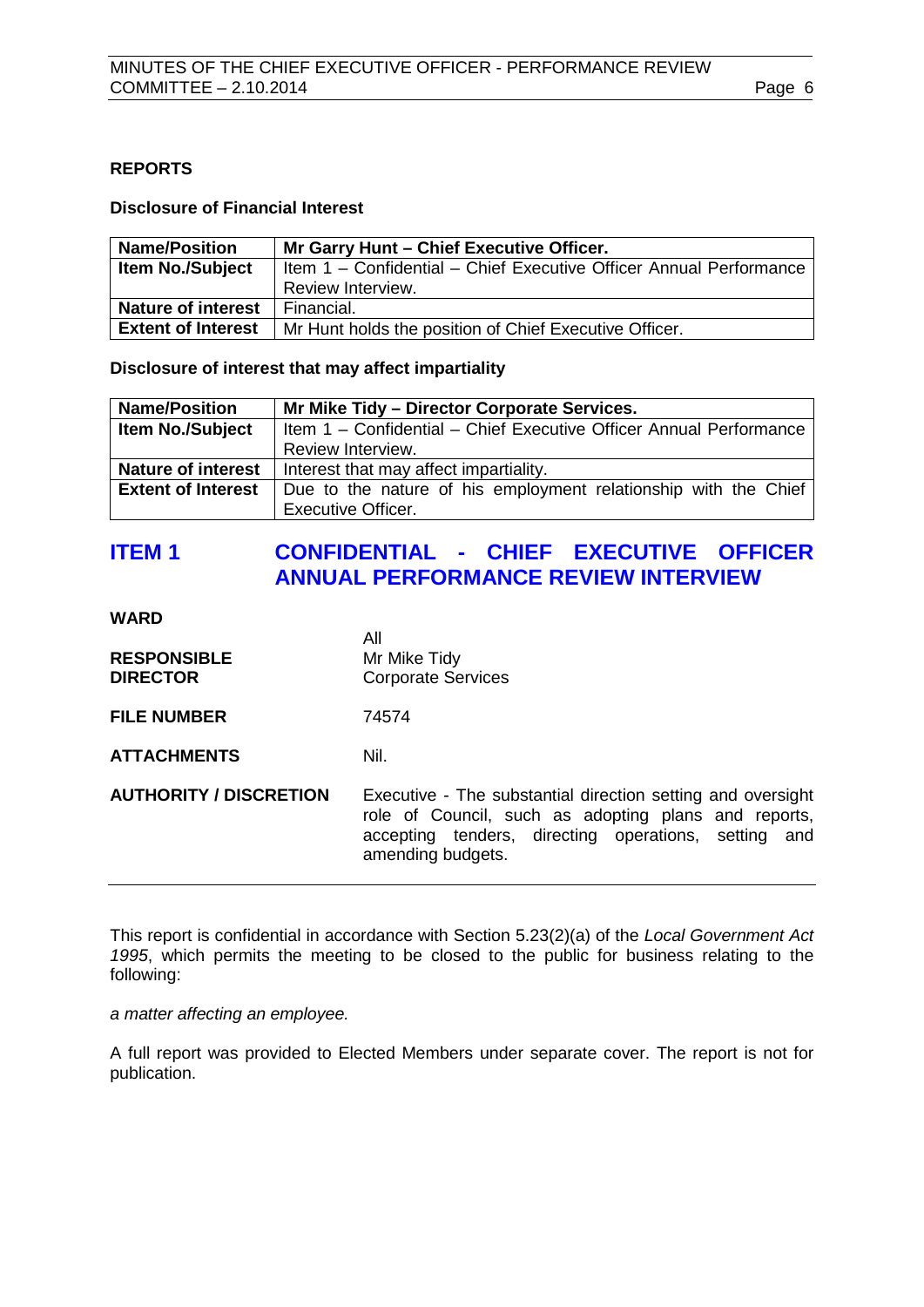## REPORTS

### Disclosure of Financial Interest

| Name/Position | Mr Garry Hunt – Chief Executive Officer. |
|---|---|
| Item No./Subject | Item 1 – Confidential – Chief Executive Officer Annual Performance Review Interview. |
| Nature of interest | Financial. |
| Extent of Interest | Mr Hunt holds the position of Chief Executive Officer. |

### Disclosure of interest that may affect impartiality

| Name/Position | Mr Mike Tidy – Director Corporate Services. |
|---|---|
| Item No./Subject | Item 1 – Confidential – Chief Executive Officer Annual Performance Review Interview. |
| Nature of interest | Interest that may affect impartiality. |
| Extent of Interest | Due to the nature of his employment relationship with the Chief Executive Officer. |

## ITEM 1 CONFIDENTIAL - CHIEF EXECUTIVE OFFICER ANNUAL PERFORMANCE REVIEW INTERVIEW

**WARD** All

**RESPONSIBLE DIRECTOR** Mr Mike Tidy
Corporate Services

**FILE NUMBER** 74574

**ATTACHMENTS** Nil.

**AUTHORITY / DISCRETION** Executive - The substantial direction setting and oversight role of Council, such as adopting plans and reports, accepting tenders, directing operations, setting and amending budgets.

---

This report is confidential in accordance with Section 5.23(2)(a) of the *Local Government Act 1995*, which permits the meeting to be closed to the public for business relating to the following:

*a matter affecting an employee.*

A full report was provided to Elected Members under separate cover. The report is not for publication.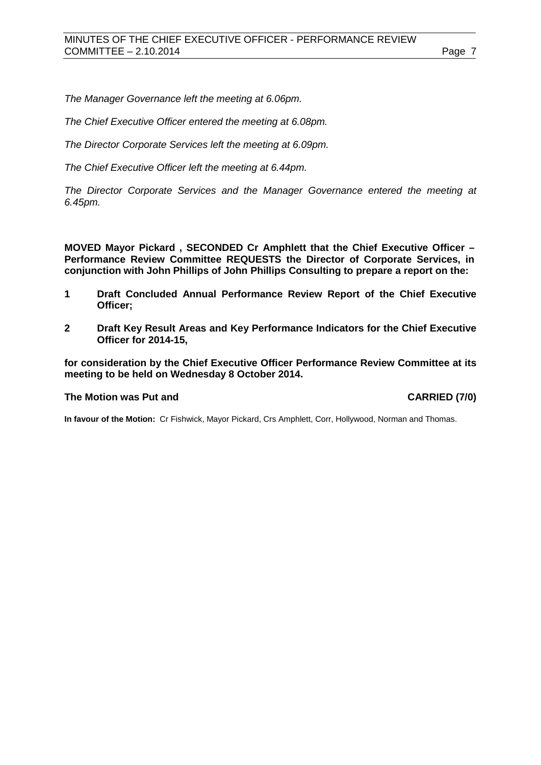*The Manager Governance left the meeting at 6.06pm.*

*The Chief Executive Officer entered the meeting at 6.08pm.*

*The Director Corporate Services left the meeting at 6.09pm.*

*The Chief Executive Officer left the meeting at 6.44pm.*

*The Director Corporate Services and the Manager Governance entered the meeting at 6.45pm.*

**MOVED Mayor Pickard , SECONDED Cr Amphlett that the Chief Executive Officer – Performance Review Committee REQUESTS the Director of Corporate Services, in conjunction with John Phillips of John Phillips Consulting to prepare a report on the:**

**1 Draft Concluded Annual Performance Review Report of the Chief Executive Officer;**

**2 Draft Key Result Areas and Key Performance Indicators for the Chief Executive Officer for 2014-15,**

**for consideration by the Chief Executive Officer Performance Review Committee at its meeting to be held on Wednesday 8 October 2014.**

**The Motion was Put and CARRIED (7/0)**

**In favour of the Motion:** Cr Fishwick, Mayor Pickard, Crs Amphlett, Corr, Hollywood, Norman and Thomas.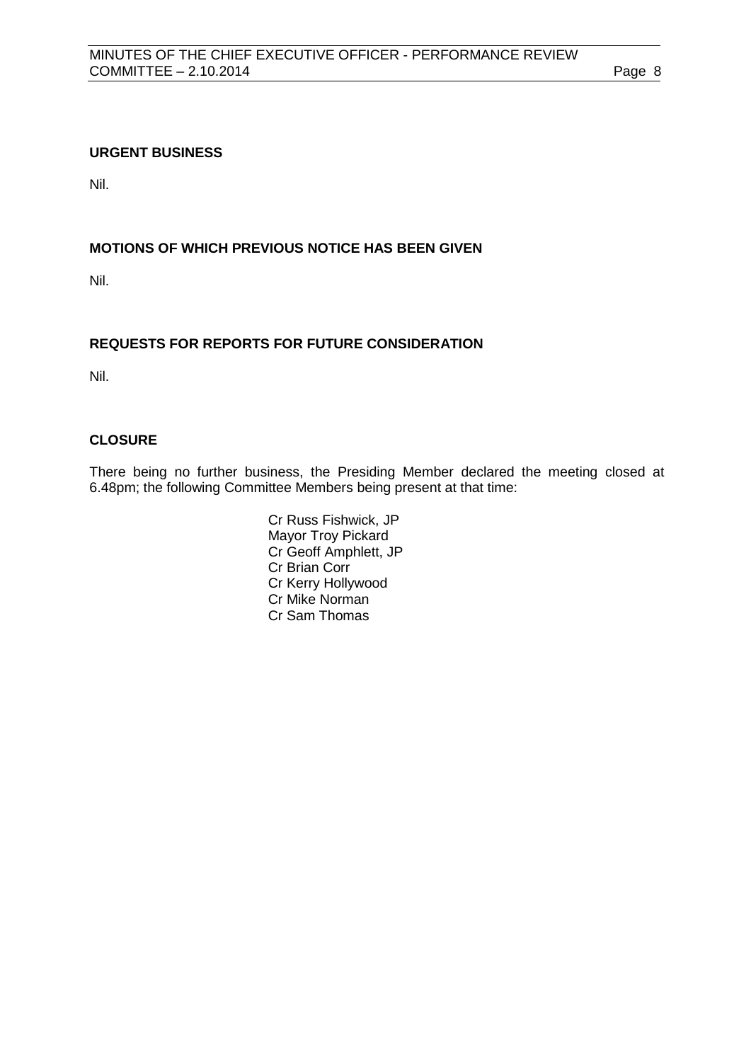**URGENT BUSINESS**

Nil.

**MOTIONS OF WHICH PREVIOUS NOTICE HAS BEEN GIVEN**

Nil.

**REQUESTS FOR REPORTS FOR FUTURE CONSIDERATION**

Nil.

**CLOSURE**

There being no further business, the Presiding Member declared the meeting closed at 6.48pm; the following Committee Members being present at that time:

Cr Russ Fishwick, JP
Mayor Troy Pickard
Cr Geoff Amphlett, JP
Cr Brian Corr
Cr Kerry Hollywood
Cr Mike Norman
Cr Sam Thomas